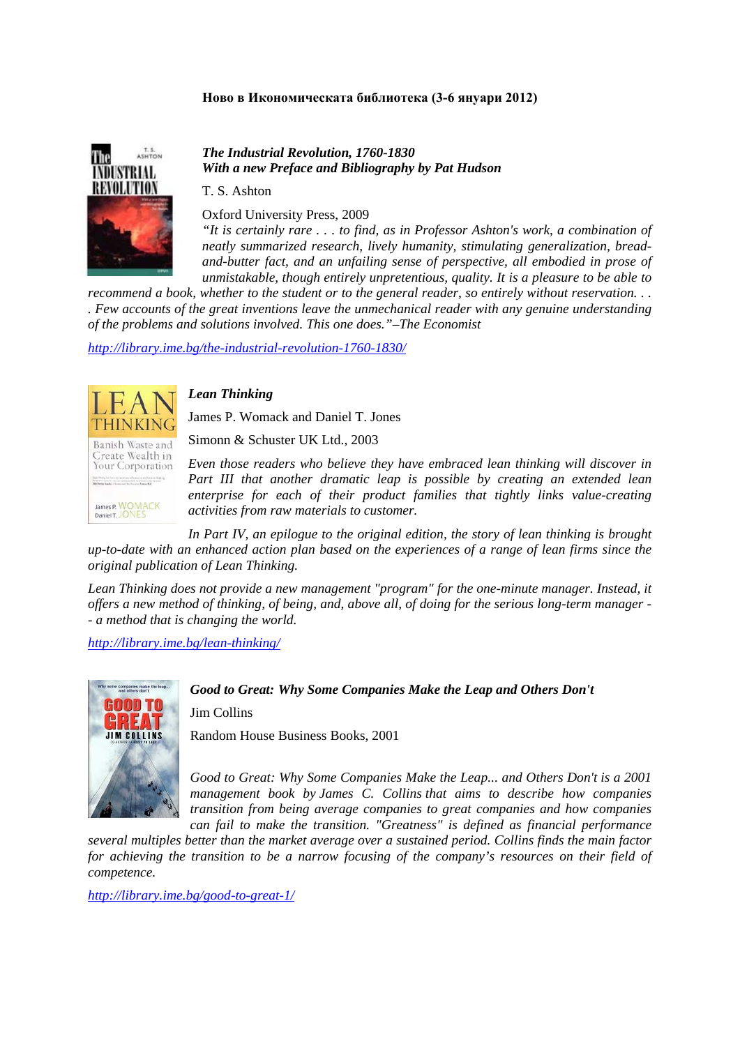**Ново в Икономическата библиотека (3-6 януари 2012)**

***The Industrial Revolution, 1760-1830***
***With a new Preface and Bibliography by Pat Hudson***

T. S. Ashton

Oxford University Press, 2009

*"It is certainly rare . . . to find, as in Professor Ashton's work, a combination of neatly summarized research, lively humanity, stimulating generalization, bread-and-butter fact, and an unfailing sense of perspective, all embodied in prose of unmistakable, though entirely unpretentious, quality. It is a pleasure to be able to recommend a book, whether to the student or to the general reader, so entirely without reservation. . . . Few accounts of the great inventions leave the unmechanical reader with any genuine understanding of the problems and solutions involved. This one does."–The Economist*

[http://library.ime.bg/the-industrial-revolution-1760-1830/](http://library.ime.bg/the-industrial-revolution-1760-1830/)

***Lean Thinking***

James P. Womack and Daniel T. Jones

Simonn & Schuster UK Ltd., 2003

*Even those readers who believe they have embraced lean thinking will discover in Part III that another dramatic leap is possible by creating an extended lean enterprise for each of their product families that tightly links value-creating activities from raw materials to customer.*

*In Part IV, an epilogue to the original edition, the story of lean thinking is brought up-to-date with an enhanced action plan based on the experiences of a range of lean firms since the original publication of Lean Thinking.*

*Lean Thinking does not provide a new management "program" for the one-minute manager. Instead, it offers a new method of thinking, of being, and, above all, of doing for the serious long-term manager -- a method that is changing the world.*

[http://library.ime.bg/lean-thinking/](http://library.ime.bg/lean-thinking/)

***Good to Great: Why Some Companies Make the Leap and Others Don't***

Jim Collins

Random House Business Books, 2001

*Good to Great: Why Some Companies Make the Leap... and Others Don't is a 2001 management book by James C. Collins that aims to describe how companies transition from being average companies to great companies and how companies can fail to make the transition. "Greatness" is defined as financial performance several multiples better than the market average over a sustained period. Collins finds the main factor for achieving the transition to be a narrow focusing of the company's resources on their field of competence.*

[http://library.ime.bg/good-to-great-1/](http://library.ime.bg/good-to-great-1/)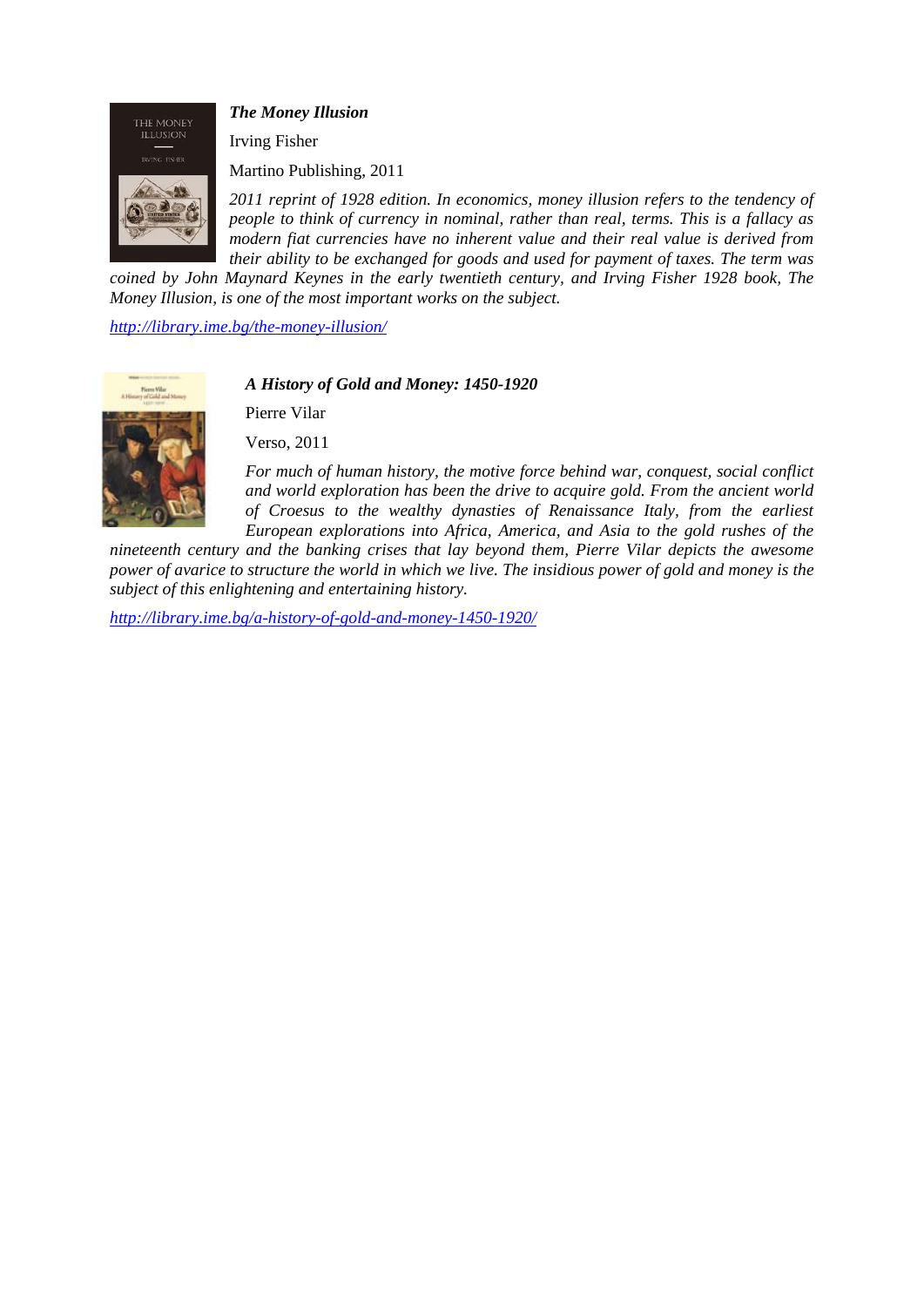***The Money Illusion***

Irving Fisher

Martino Publishing, 2011

*2011 reprint of 1928 edition. In economics, money illusion refers to the tendency of people to think of currency in nominal, rather than real, terms. This is a fallacy as modern fiat currencies have no inherent value and their real value is derived from their ability to be exchanged for goods and used for payment of taxes. The term was coined by John Maynard Keynes in the early twentieth century, and Irving Fisher 1928 book, The Money Illusion, is one of the most important works on the subject.*

http://library.ime.bg/the-money-illusion/

***A History of Gold and Money: 1450-1920***

Pierre Vilar

Verso, 2011

*For much of human history, the motive force behind war, conquest, social conflict and world exploration has been the drive to acquire gold. From the ancient world of Croesus to the wealthy dynasties of Renaissance Italy, from the earliest European explorations into Africa, America, and Asia to the gold rushes of the nineteenth century and the banking crises that lay beyond them, Pierre Vilar depicts the awesome power of avarice to structure the world in which we live. The insidious power of gold and money is the subject of this enlightening and entertaining history.*

http://library.ime.bg/a-history-of-gold-and-money-1450-1920/